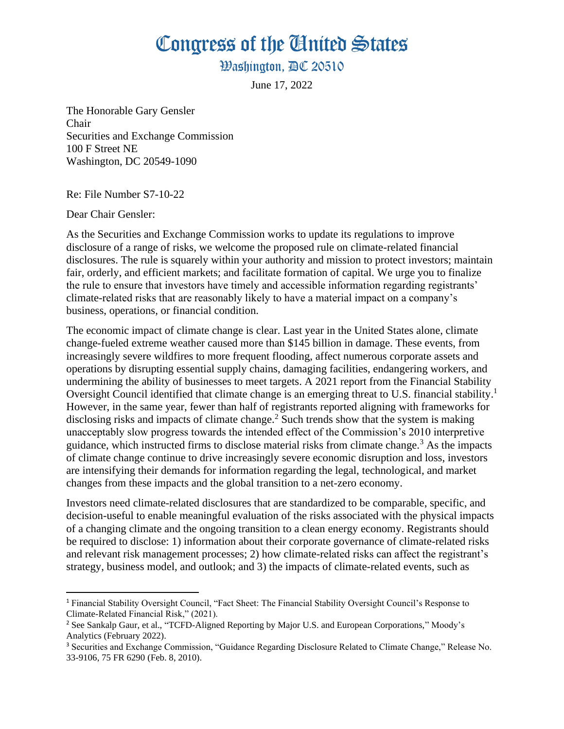# Congress of the United States

## Washington, DC 20510

June 17, 2022

The Honorable Gary Gensler
Chair
Securities and Exchange Commission
100 F Street NE
Washington, DC 20549-1090

Re: File Number S7-10-22

Dear Chair Gensler:

As the Securities and Exchange Commission works to update its regulations to improve disclosure of a range of risks, we welcome the proposed rule on climate-related financial disclosures. The rule is squarely within your authority and mission to protect investors; maintain fair, orderly, and efficient markets; and facilitate formation of capital. We urge you to finalize the rule to ensure that investors have timely and accessible information regarding registrants' climate-related risks that are reasonably likely to have a material impact on a company's business, operations, or financial condition.

The economic impact of climate change is clear. Last year in the United States alone, climate change-fueled extreme weather caused more than $145 billion in damage. These events, from increasingly severe wildfires to more frequent flooding, affect numerous corporate assets and operations by disrupting essential supply chains, damaging facilities, endangering workers, and undermining the ability of businesses to meet targets. A 2021 report from the Financial Stability Oversight Council identified that climate change is an emerging threat to U.S. financial stability.[1] However, in the same year, fewer than half of registrants reported aligning with frameworks for disclosing risks and impacts of climate change.[2] Such trends show that the system is making unacceptably slow progress towards the intended effect of the Commission's 2010 interpretive guidance, which instructed firms to disclose material risks from climate change.[3] As the impacts of climate change continue to drive increasingly severe economic disruption and loss, investors are intensifying their demands for information regarding the legal, technological, and market changes from these impacts and the global transition to a net-zero economy.

Investors need climate-related disclosures that are standardized to be comparable, specific, and decision-useful to enable meaningful evaluation of the risks associated with the physical impacts of a changing climate and the ongoing transition to a clean energy economy. Registrants should be required to disclose: 1) information about their corporate governance of climate-related risks and relevant risk management processes; 2) how climate-related risks can affect the registrant's strategy, business model, and outlook; and 3) the impacts of climate-related events, such as

---

[1] Financial Stability Oversight Council, "Fact Sheet: The Financial Stability Oversight Council's Response to Climate-Related Financial Risk," (2021).

[2] See Sankalp Gaur, et al., "TCFD-Aligned Reporting by Major U.S. and European Corporations," Moody's Analytics (February 2022).

[3] Securities and Exchange Commission, "Guidance Regarding Disclosure Related to Climate Change," Release No. 33-9106, 75 FR 6290 (Feb. 8, 2010).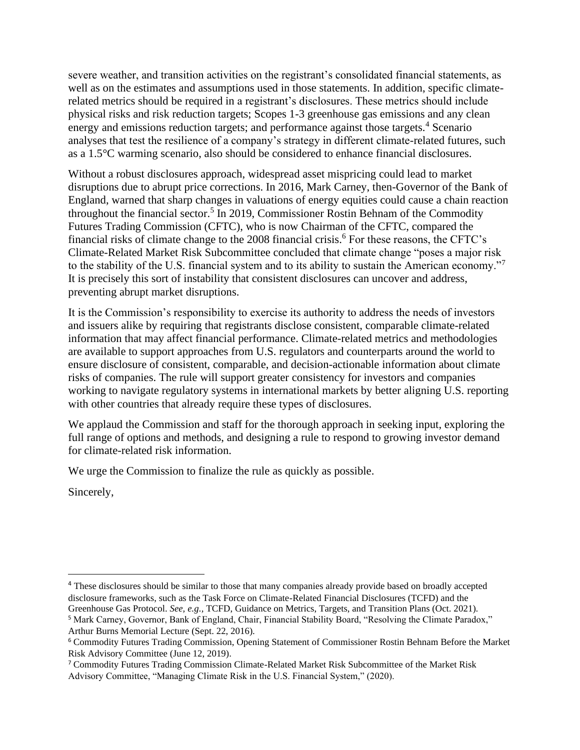severe weather, and transition activities on the registrant's consolidated financial statements, as well as on the estimates and assumptions used in those statements. In addition, specific climate-related metrics should be required in a registrant's disclosures. These metrics should include physical risks and risk reduction targets; Scopes 1-3 greenhouse gas emissions and any clean energy and emissions reduction targets; and performance against those targets.[4] Scenario analyses that test the resilience of a company's strategy in different climate-related futures, such as a 1.5°C warming scenario, also should be considered to enhance financial disclosures.

Without a robust disclosures approach, widespread asset mispricing could lead to market disruptions due to abrupt price corrections. In 2016, Mark Carney, then-Governor of the Bank of England, warned that sharp changes in valuations of energy equities could cause a chain reaction throughout the financial sector.[5] In 2019, Commissioner Rostin Behnam of the Commodity Futures Trading Commission (CFTC), who is now Chairman of the CFTC, compared the financial risks of climate change to the 2008 financial crisis.[6] For these reasons, the CFTC's Climate-Related Market Risk Subcommittee concluded that climate change "poses a major risk to the stability of the U.S. financial system and to its ability to sustain the American economy."[7] It is precisely this sort of instability that consistent disclosures can uncover and address, preventing abrupt market disruptions.

It is the Commission's responsibility to exercise its authority to address the needs of investors and issuers alike by requiring that registrants disclose consistent, comparable climate-related information that may affect financial performance. Climate-related metrics and methodologies are available to support approaches from U.S. regulators and counterparts around the world to ensure disclosure of consistent, comparable, and decision-actionable information about climate risks of companies. The rule will support greater consistency for investors and companies working to navigate regulatory systems in international markets by better aligning U.S. reporting with other countries that already require these types of disclosures.

We applaud the Commission and staff for the thorough approach in seeking input, exploring the full range of options and methods, and designing a rule to respond to growing investor demand for climate-related risk information.

We urge the Commission to finalize the rule as quickly as possible.

Sincerely,

---

[4] These disclosures should be similar to those that many companies already provide based on broadly accepted disclosure frameworks, such as the Task Force on Climate-Related Financial Disclosures (TCFD) and the Greenhouse Gas Protocol. *See, e.g.*, TCFD, Guidance on Metrics, Targets, and Transition Plans (Oct. 2021).

[5] Mark Carney, Governor, Bank of England, Chair, Financial Stability Board, "Resolving the Climate Paradox," Arthur Burns Memorial Lecture (Sept. 22, 2016).

[6] Commodity Futures Trading Commission, Opening Statement of Commissioner Rostin Behnam Before the Market Risk Advisory Committee (June 12, 2019).

[7] Commodity Futures Trading Commission Climate-Related Market Risk Subcommittee of the Market Risk Advisory Committee, "Managing Climate Risk in the U.S. Financial System," (2020).